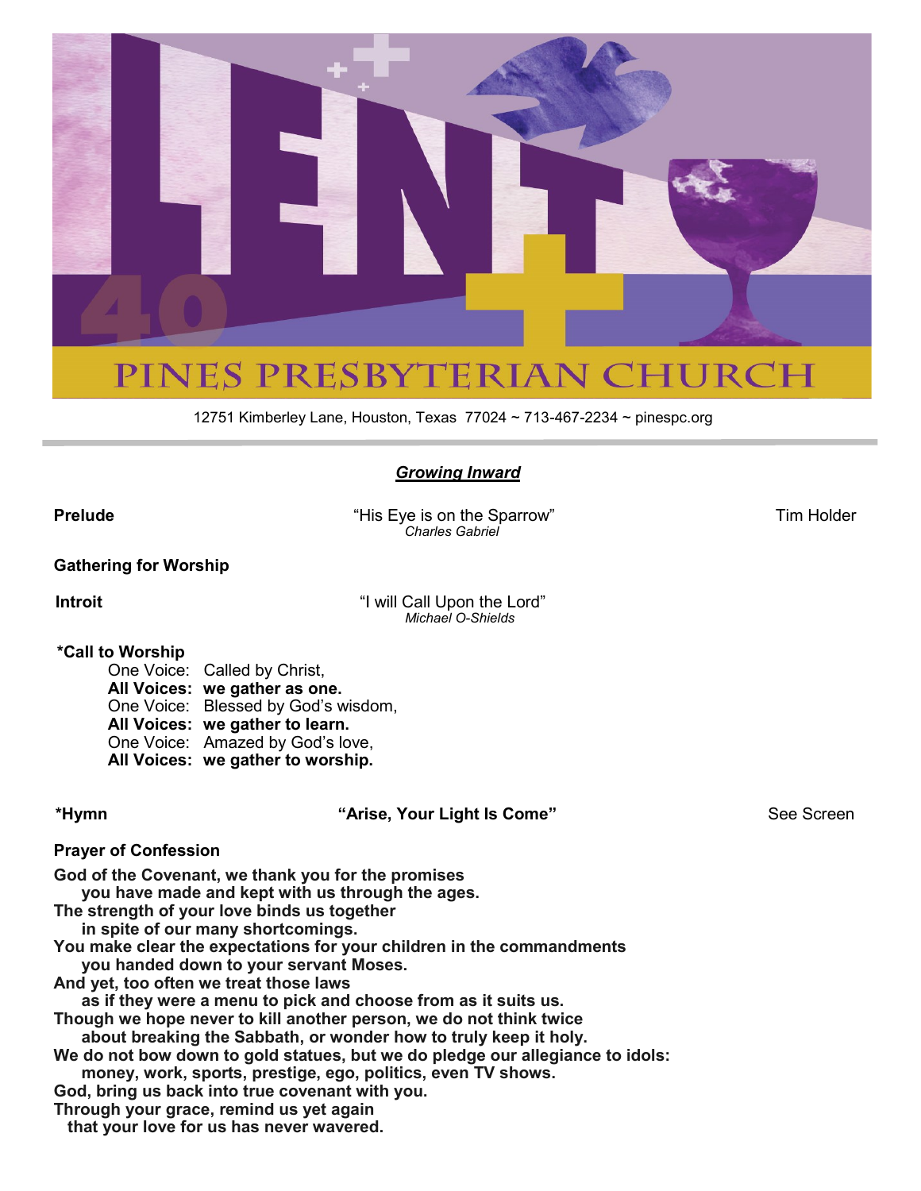# PINES PRESBYTERIAN CHURCH

12751 Kimberley Lane, Houston, Texas 77024 ~ 713-467-2234 ~ pinespc.org

## ***Growing Inward***

**Prelude** "His Eye is on the Sparrow" Tim Holder
*Charles Gabriel*

**Gathering for Worship**

**Introit** "I will Call Upon the Lord"
*Michael O-Shields*

**\*Call to Worship**

One Voice: Called by Christ,
**All Voices: we gather as one.**
One Voice: Blessed by God's wisdom,
**All Voices: we gather to learn.**
One Voice: Amazed by God's love,
**All Voices: we gather to worship.**

**\*Hymn** **"Arise, Your Light Is Come"** See Screen

**Prayer of Confession**

**God of the Covenant, we thank you for the promises**
**you have made and kept with us through the ages.**
**The strength of your love binds us together**
**in spite of our many shortcomings.**
**You make clear the expectations for your children in the commandments**
**you handed down to your servant Moses.**
**And yet, too often we treat those laws**
**as if they were a menu to pick and choose from as it suits us.**
**Though we hope never to kill another person, we do not think twice**
**about breaking the Sabbath, or wonder how to truly keep it holy.**
**We do not bow down to gold statues, but we do pledge our allegiance to idols:**
**money, work, sports, prestige, ego, politics, even TV shows.**
**God, bring us back into true covenant with you.**
**Through your grace, remind us yet again**
**that your love for us has never wavered.**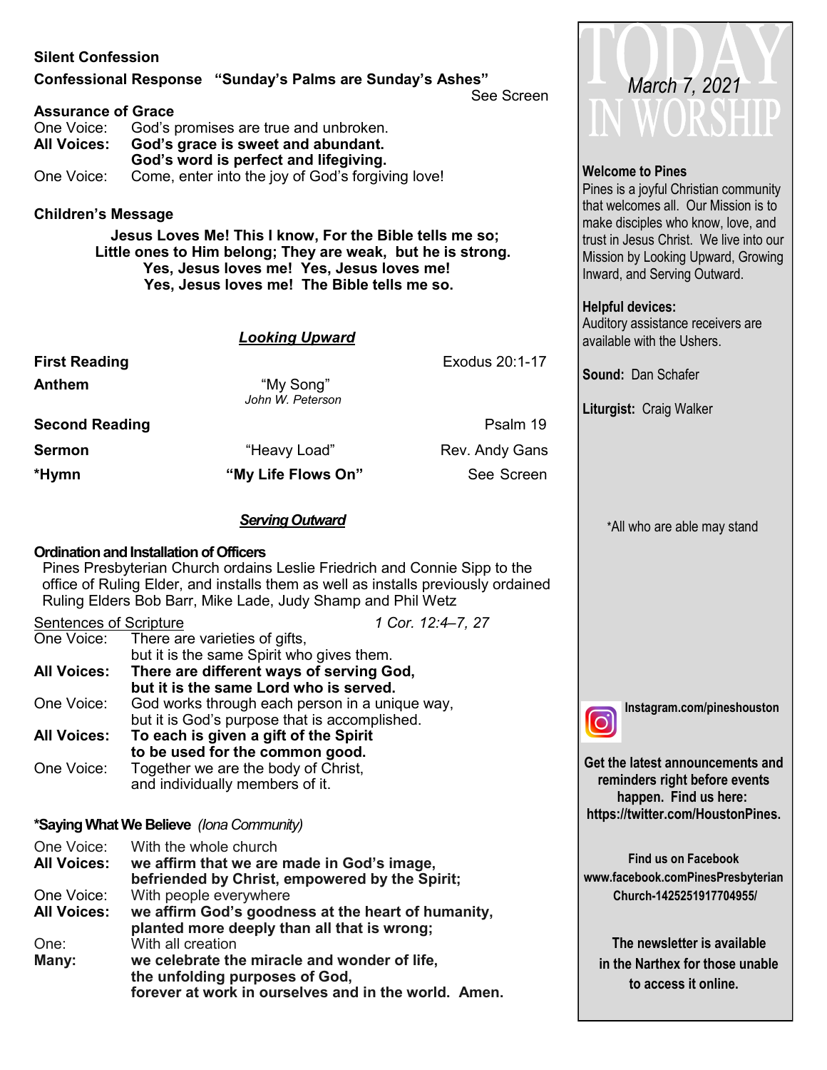**Silent Confession**

**Confessional Response "Sunday's Palms are Sunday's Ashes"** See Screen

**Assurance of Grace**

One Voice: God's promises are true and unbroken.
**All Voices: God's grace is sweet and abundant.**
**God's word is perfect and lifegiving.**
One Voice: Come, enter into the joy of God's forgiving love!

**Children's Message**

**Jesus Loves Me! This I know, For the Bible tells me so;**
**Little ones to Him belong; They are weak, but he is strong.**
**Yes, Jesus loves me! Yes, Jesus loves me!**
**Yes, Jesus loves me! The Bible tells me so.**

***Looking Upward***

**First Reading** Exodus 20:1-17

**Anthem** "My Song" *John W. Peterson*

**Second Reading** Psalm 19

**Sermon** "Heavy Load" Rev. Andy Gans

**\*Hymn** **"My Life Flows On"** See Screen

***Serving Outward***

**Ordination and Installation of Officers**

Pines Presbyterian Church ordains Leslie Friedrich and Connie Sipp to the office of Ruling Elder, and installs them as well as installs previously ordained Ruling Elders Bob Barr, Mike Lade, Judy Shamp and Phil Wetz

Sentences of Scripture *1 Cor. 12:4–7, 27*

One Voice: There are varieties of gifts,
but it is the same Spirit who gives them.
**All Voices: There are different ways of serving God,**
**but it is the same Lord who is served.**
One Voice: God works through each person in a unique way,
but it is God's purpose that is accomplished.
**All Voices: To each is given a gift of the Spirit**
**to be used for the common good.**
One Voice: Together we are the body of Christ,
and individually members of it.

**\*Saying What We Believe** *(Iona Community)*

One Voice: With the whole church
**All Voices: we affirm that we are made in God's image,**
**befriended by Christ, empowered by the Spirit;**
One Voice: With people everywhere
**All Voices: we affirm God's goodness at the heart of humanity,**
**planted more deeply than all that is wrong;**
One: With all creation
**Many: we celebrate the miracle and wonder of life,**
**the unfolding purposes of God,**
**forever at work in ourselves and in the world. Amen.**

# TODAY IN WORSHIP

*March 7, 2021*

**Welcome to Pines**
Pines is a joyful Christian community that welcomes all. Our Mission is to make disciples who know, love, and trust in Jesus Christ. We live into our Mission by Looking Upward, Growing Inward, and Serving Outward.

**Helpful devices:**
Auditory assistance receivers are available with the Ushers.

**Sound:** Dan Schafer

**Liturgist:** Craig Walker

\*All who are able may stand

**Instagram.com/pineshouston**

**Get the latest announcements and reminders right before events happen. Find us here: https://twitter.com/HoustonPines.**

**Find us on Facebook**
**www.facebook.comPinesPresbyterianChurch-1425251917704955/**

**The newsletter is available in the Narthex for those unable to access it online.**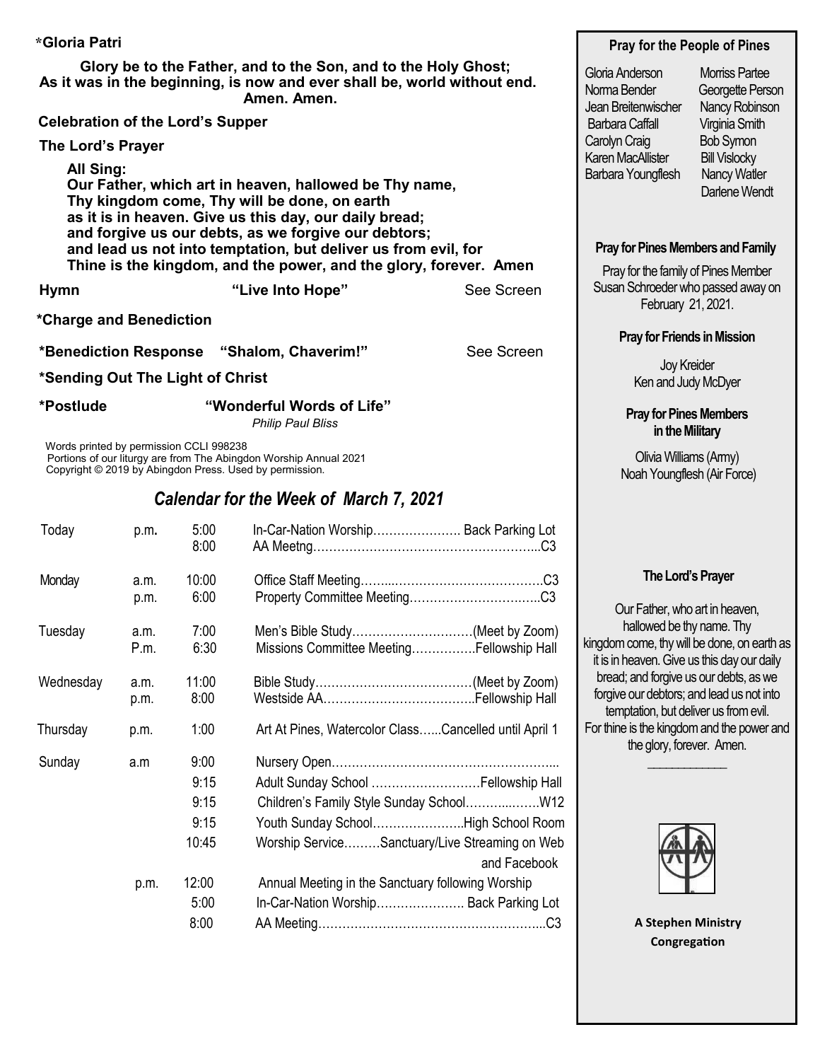**\*Gloria Patri**

**Glory be to the Father, and to the Son, and to the Holy Ghost;
As it was in the beginning, is now and ever shall be, world without end.
Amen. Amen.**

**Celebration of the Lord's Supper**

**The Lord's Prayer**

**All Sing:
Our Father, which art in heaven, hallowed be Thy name,
Thy kingdom come, Thy will be done, on earth
as it is in heaven. Give us this day, our daily bread;
and forgive us our debts, as we forgive our debtors;
and lead us not into temptation, but deliver us from evil, for
Thine is the kingdom, and the power, and the glory, forever. Amen**

**Hymn** **"Live Into Hope"** See Screen

**\*Charge and Benediction**

**\*Benediction Response** **"Shalom, Chaverim!"** See Screen

**\*Sending Out The Light of Christ**

**\*Postlude** **"Wonderful Words of Life"**
*Philip Paul Bliss*

Words printed by permission CCLI 998238
Portions of our liturgy are from The Abingdon Worship Annual 2021
Copyright © 2019 by Abingdon Press. Used by permission.

## *Calendar for the Week of March 7, 2021*

| | | | |
|---|---|---|---|
| Today | p.m. | 5:00 | In-Car-Nation Worship…………………. Back Parking Lot |
| | | 8:00 | AA Meetng………………………………………………...C3 |
| Monday | a.m. | 10:00 | Office Staff Meeting……...……………………………….C3 |
| | p.m. | 6:00 | Property Committee Meeting……………………….…..C3 |
| Tuesday | a.m. | 7:00 | Men's Bible Study…………………………(Meet by Zoom) |
| | P.m. | 6:30 | Missions Committee Meeting…………….Fellowship Hall |
| Wednesday | a.m. | 11:00 | Bible Study…………………………………(Meet by Zoom) |
| | p.m. | 8:00 | Westside AA………………………………..Fellowship Hall |
| Thursday | p.m. | 1:00 | Art At Pines, Watercolor Class…...Cancelled until April 1 |
| Sunday | a.m | 9:00 | Nursery Open………………………………………………... |
| | | 9:15 | Adult Sunday School ………………………Fellowship Hall |
| | | 9:15 | Children's Family Style Sunday School………..…….W12 |
| | | 9:15 | Youth Sunday School…………………..High School Room |
| | | 10:45 | Worship Service………Sanctuary/Live Streaming on Web and Facebook |
| | p.m. | 12:00 | Annual Meeting in the Sanctuary following Worship |
| | | 5:00 | In-Car-Nation Worship…………………. Back Parking Lot |
| | | 8:00 | AA Meeting………………………………………………...C3 |

**Pray for the People of Pines**

Gloria Anderson
Norma Bender
Jean Breitenwischer
Barbara Caffall
Carolyn Craig
Karen MacAllister
Barbara Youngflesh
Morriss Partee
Georgette Person
Nancy Robinson
Virginia Smith
Bob Symon
Bill Vislocky
Nancy Watler
Darlene Wendt

**Pray for Pines Members and Family**

Pray for the family of Pines Member Susan Schroeder who passed away on February 21, 2021.

**Pray for Friends in Mission**

Joy Kreider
Ken and Judy McDyer

**Pray for Pines Members in the Military**

Olivia Williams (Army)
Noah Youngflesh (Air Force)

**The Lord's Prayer**

Our Father, who art in heaven, hallowed be thy name. Thy kingdom come, thy will be done, on earth as it is in heaven. Give us this day our daily bread; and forgive us our debts, as we forgive our debtors; and lead us not into temptation, but deliver us from evil. For thine is the kingdom and the power and the glory, forever. Amen.

\_\_\_\_\_\_\_\_\_\_\_\_\_

**A Stephen Ministry Congregation**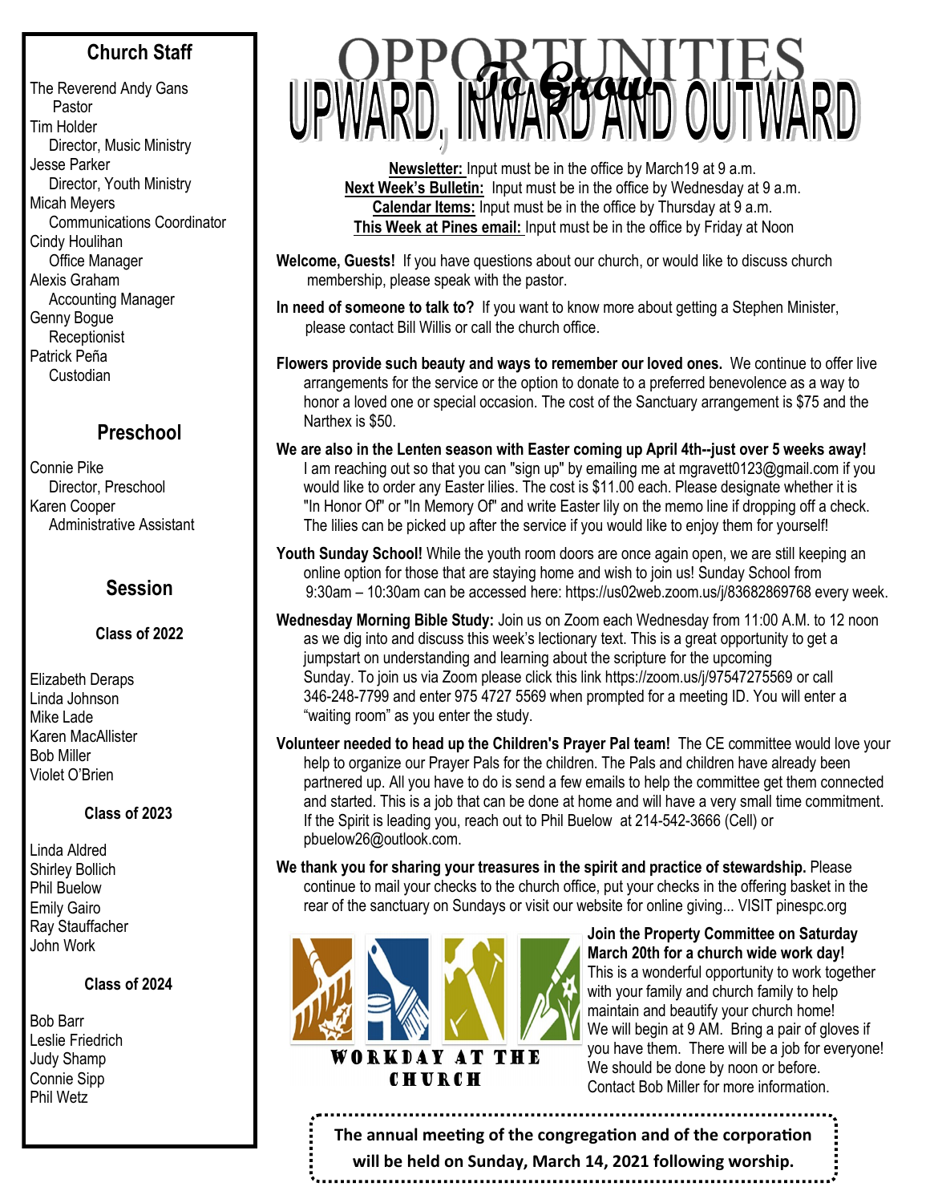# Church Staff

The Reverend Andy Gans
Pastor
Tim Holder
Director, Music Ministry
Jesse Parker
Director, Youth Ministry
Micah Meyers
Communications Coordinator
Cindy Houlihan
Office Manager
Alexis Graham
Accounting Manager
Genny Bogue
Receptionist
Patrick Peña
Custodian

## Preschool

Connie Pike
Director, Preschool
Karen Cooper
Administrative Assistant

## Session

### Class of 2022

Elizabeth Deraps
Linda Johnson
Mike Lade
Karen MacAllister
Bob Miller
Violet O'Brien

### Class of 2023

Linda Aldred
Shirley Bollich
Phil Buelow
Emily Gairo
Ray Stauffacher
John Work

### Class of 2024

Bob Barr
Leslie Friedrich
Judy Shamp
Connie Sipp
Phil Wetz

# OPPORTUNITIES To Grow UPWARD, INWARD AND OUTWARD

**Newsletter:** Input must be in the office by March19 at 9 a.m.
**Next Week's Bulletin:** Input must be in the office by Wednesday at 9 a.m.
**Calendar Items:** Input must be in the office by Thursday at 9 a.m.
**This Week at Pines email:** Input must be in the office by Friday at Noon

**Welcome, Guests!** If you have questions about our church, or would like to discuss church membership, please speak with the pastor.

**In need of someone to talk to?** If you want to know more about getting a Stephen Minister, please contact Bill Willis or call the church office.

**Flowers provide such beauty and ways to remember our loved ones.** We continue to offer live arrangements for the service or the option to donate to a preferred benevolence as a way to honor a loved one or special occasion. The cost of the Sanctuary arrangement is $75 and the Narthex is $50.

**We are also in the Lenten season with Easter coming up April 4th--just over 5 weeks away!** I am reaching out so that you can "sign up" by emailing me at mgravett0123@gmail.com if you would like to order any Easter lilies. The cost is $11.00 each. Please designate whether it is "In Honor Of" or "In Memory Of" and write Easter lily on the memo line if dropping off a check. The lilies can be picked up after the service if you would like to enjoy them for yourself!

**Youth Sunday School!** While the youth room doors are once again open, we are still keeping an online option for those that are staying home and wish to join us! Sunday School from 9:30am – 10:30am can be accessed here: https://us02web.zoom.us/j/83682869768 every week.

**Wednesday Morning Bible Study:** Join us on Zoom each Wednesday from 11:00 A.M. to 12 noon as we dig into and discuss this week's lectionary text. This is a great opportunity to get a jumpstart on understanding and learning about the scripture for the upcoming Sunday. To join us via Zoom please click this link https://zoom.us/j/97547275569 or call 346-248-7799 and enter 975 4727 5569 when prompted for a meeting ID. You will enter a "waiting room" as you enter the study.

**Volunteer needed to head up the Children's Prayer Pal team!** The CE committee would love your help to organize our Prayer Pals for the children. The Pals and children have already been partnered up. All you have to do is send a few emails to help the committee get them connected and started. This is a job that can be done at home and will have a very small time commitment. If the Spirit is leading you, reach out to Phil Buelow at 214-542-3666 (Cell) or pbuelow26@outlook.com.

**We thank you for sharing your treasures in the spirit and practice of stewardship.** Please continue to mail your checks to the church office, put your checks in the offering basket in the rear of the sanctuary on Sundays or visit our website for online giving... VISIT pinespc.org

WORKDAY AT THE CHURCH

**Join the Property Committee on Saturday March 20th for a church wide work day!** This is a wonderful opportunity to work together with your family and church family to help maintain and beautify your church home! We will begin at 9 AM. Bring a pair of gloves if you have them. There will be a job for everyone! We should be done by noon or before. Contact Bob Miller for more information.

**The annual meeting of the congregation and of the corporation will be held on Sunday, March 14, 2021 following worship.**